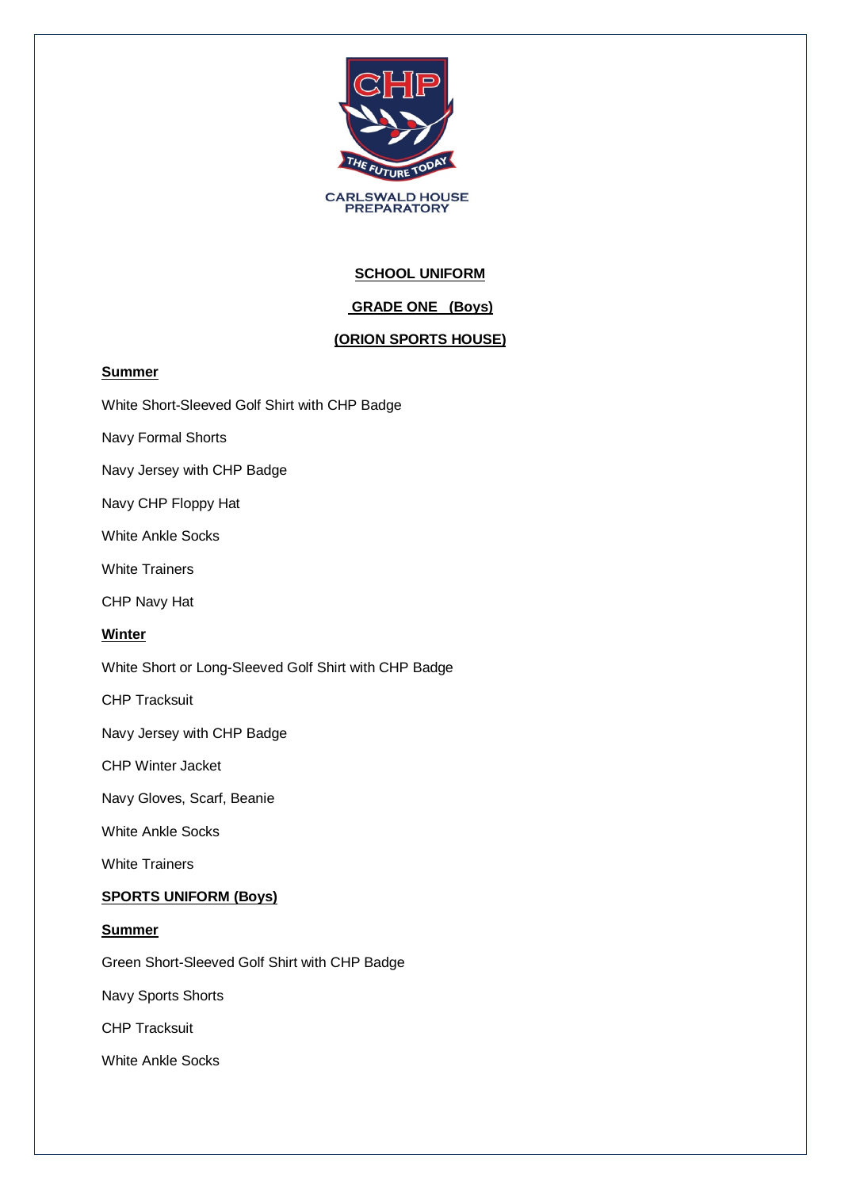CARLSWALD HOUSE
PREPARATORY

## SCHOOL UNIFORM

## GRADE ONE (Boys)

## (ORION SPORTS HOUSE)

### Summer

White Short-Sleeved Golf Shirt with CHP Badge

Navy Formal Shorts

Navy Jersey with CHP Badge

Navy CHP Floppy Hat

White Ankle Socks

White Trainers

CHP Navy Hat

### Winter

White Short or Long-Sleeved Golf Shirt with CHP Badge

CHP Tracksuit

Navy Jersey with CHP Badge

CHP Winter Jacket

Navy Gloves, Scarf, Beanie

White Ankle Socks

White Trainers

## SPORTS UNIFORM (Boys)

### Summer

Green Short-Sleeved Golf Shirt with CHP Badge

Navy Sports Shorts

CHP Tracksuit

White Ankle Socks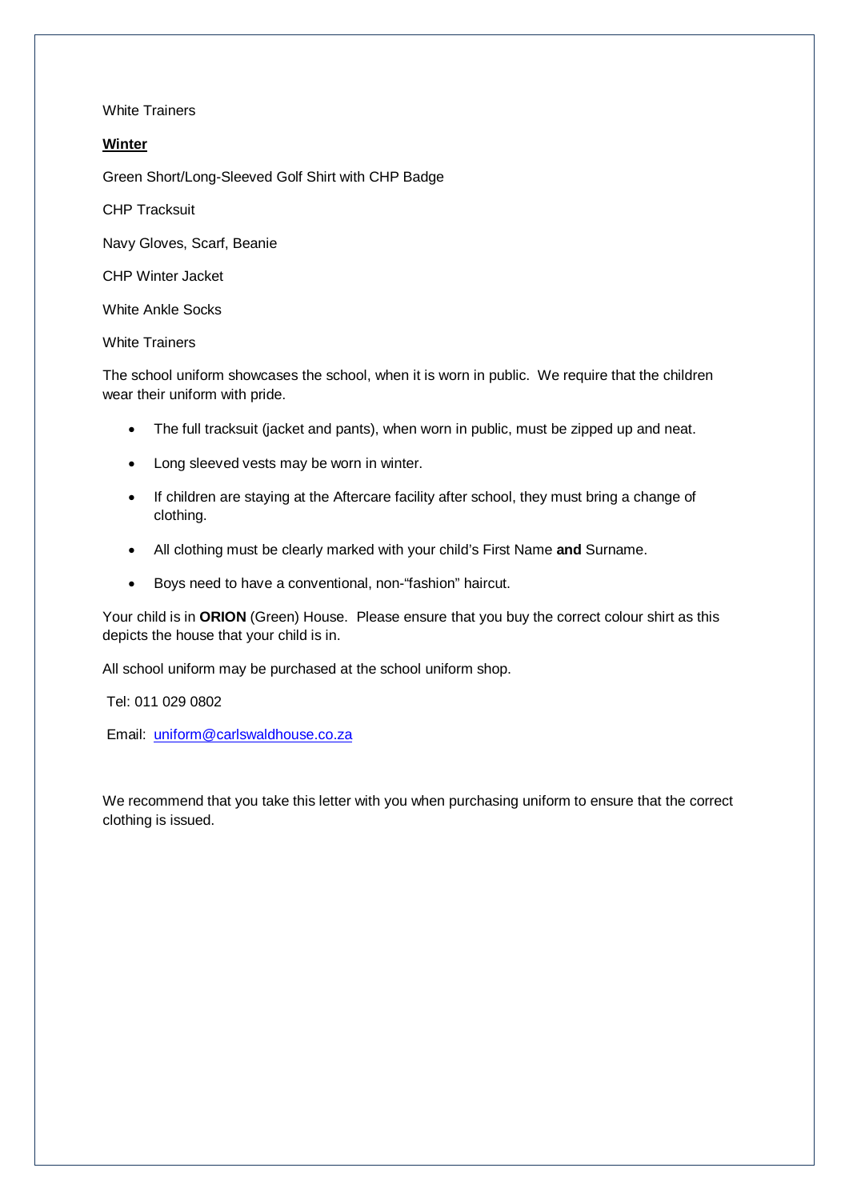White Trainers

**Winter**

Green Short/Long-Sleeved Golf Shirt with CHP Badge

CHP Tracksuit

Navy Gloves, Scarf, Beanie

CHP Winter Jacket

White Ankle Socks

White Trainers

The school uniform showcases the school, when it is worn in public. We require that the children wear their uniform with pride.

- The full tracksuit (jacket and pants), when worn in public, must be zipped up and neat.
- Long sleeved vests may be worn in winter.
- If children are staying at the Aftercare facility after school, they must bring a change of clothing.
- All clothing must be clearly marked with your child's First Name **and** Surname.
- Boys need to have a conventional, non-"fashion" haircut.

Your child is in **ORION** (Green) House. Please ensure that you buy the correct colour shirt as this depicts the house that your child is in.

All school uniform may be purchased at the school uniform shop.

Tel: 011 029 0802

Email: uniform@carlswaldhouse.co.za

We recommend that you take this letter with you when purchasing uniform to ensure that the correct clothing is issued.